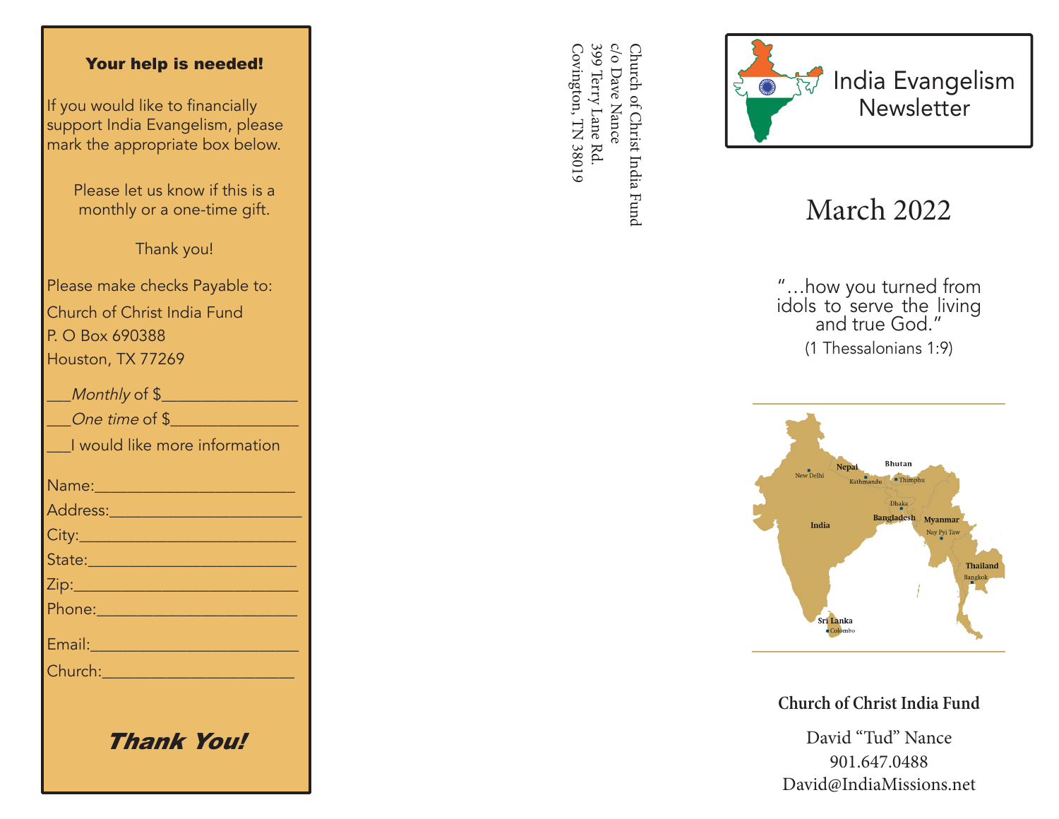## Your help is needed!

If you would like to financially support India Evangelism, please mark the appropriate box below.

Please let us know if this is a monthly or a one-time gift.

Thank you!

Please make checks Payable to:
Church of Christ India Fund
P. O Box 690388
Houston, TX 77269

___*Monthly* of $________________
___*One time* of $_______________
___I would like more information

Name:________________________
Address:_______________________
City:__________________________
State:_________________________
Zip:__________________________
Phone:________________________
Email:_________________________
Church:_______________________

***Thank You!***

Church of Christ India Fund
c/o Dave Nance
399 Terry Lane Rd.
Covington, TN 38019

# India Evangelism Newsletter

## March 2022

"…how you turned from idols to serve the living and true God."
(1 Thessalonians 1:9)

India · New Delhi · Nepal · Kathmandu · Bhutan · Thimphu · Dhaka · Bangladesh · Myanmar · Nay Pyi Taw · Thailand · Bangkok · Sri Lanka · Colombo

**Church of Christ India Fund**

David "Tud" Nance
901.647.0488
David@IndiaMissions.net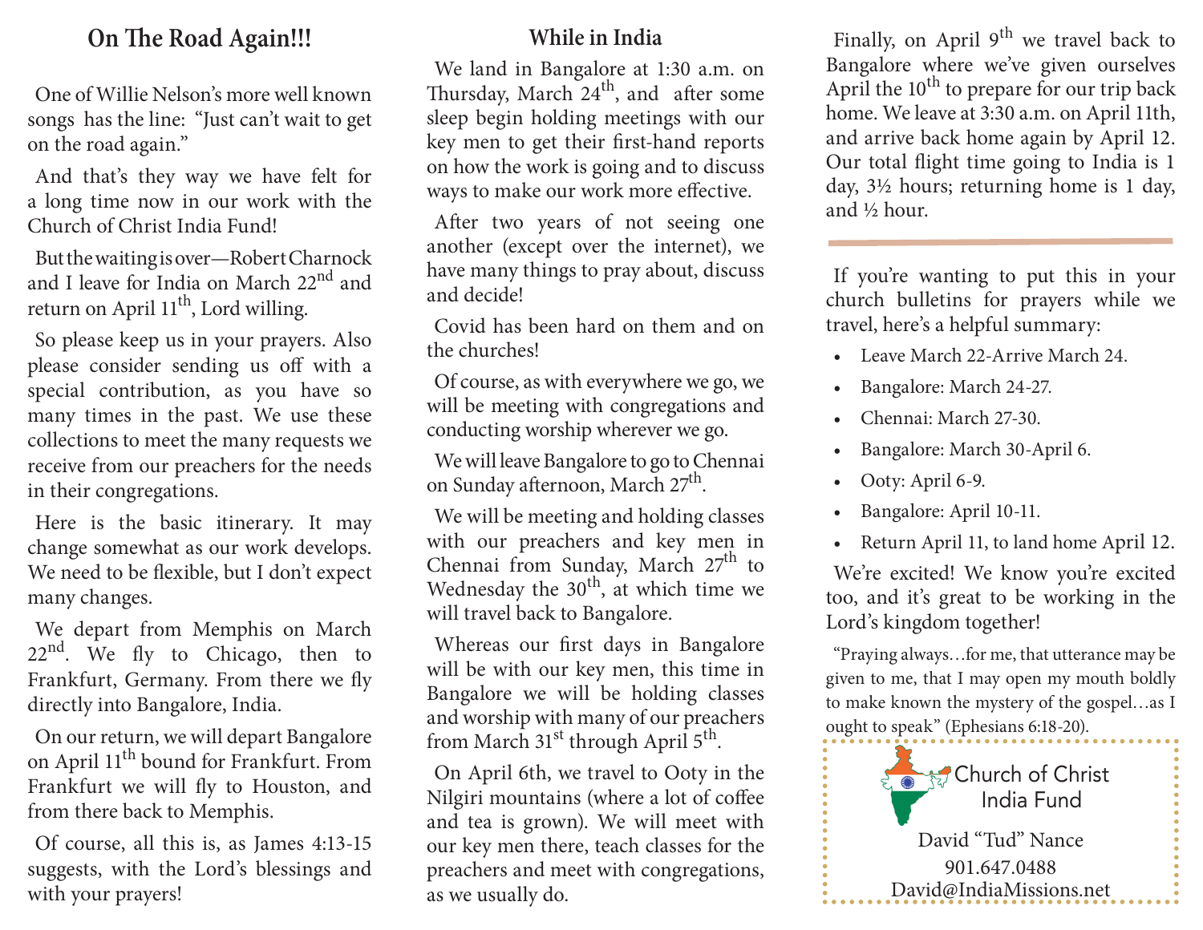## On The Road Again!!!

One of Willie Nelson's more well known songs has the line: "Just can't wait to get on the road again."

And that's they way we have felt for a long time now in our work with the Church of Christ India Fund!

But the waiting is over—Robert Charnock and I leave for India on March 22nd and return on April 11th, Lord willing.

So please keep us in your prayers. Also please consider sending us off with a special contribution, as you have so many times in the past. We use these collections to meet the many requests we receive from our preachers for the needs in their congregations.

Here is the basic itinerary. It may change somewhat as our work develops. We need to be flexible, but I don't expect many changes.

We depart from Memphis on March 22nd. We fly to Chicago, then to Frankfurt, Germany. From there we fly directly into Bangalore, India.

On our return, we will depart Bangalore on April 11th bound for Frankfurt. From Frankfurt we will fly to Houston, and from there back to Memphis.

Of course, all this is, as James 4:13-15 suggests, with the Lord's blessings and with your prayers!

## While in India

We land in Bangalore at 1:30 a.m. on Thursday, March 24th, and after some sleep begin holding meetings with our key men to get their first-hand reports on how the work is going and to discuss ways to make our work more effective.

After two years of not seeing one another (except over the internet), we have many things to pray about, discuss and decide!

Covid has been hard on them and on the churches!

Of course, as with everywhere we go, we will be meeting with congregations and conducting worship wherever we go.

We will leave Bangalore to go to Chennai on Sunday afternoon, March 27th.

We will be meeting and holding classes with our preachers and key men in Chennai from Sunday, March 27th to Wednesday the 30th, at which time we will travel back to Bangalore.

Whereas our first days in Bangalore will be with our key men, this time in Bangalore we will be holding classes and worship with many of our preachers from March 31st through April 5th.

On April 6th, we travel to Ooty in the Nilgiri mountains (where a lot of coffee and tea is grown). We will meet with our key men there, teach classes for the preachers and meet with congregations, as we usually do.

Finally, on April 9th we travel back to Bangalore where we've given ourselves April the 10th to prepare for our trip back home. We leave at 3:30 a.m. on April 11th, and arrive back home again by April 12. Our total flight time going to India is 1 day, 3½ hours; returning home is 1 day, and ½ hour.

---

If you're wanting to put this in your church bulletins for prayers while we travel, here's a helpful summary:

- Leave March 22-Arrive March 24.
- Bangalore: March 24-27.
- Chennai: March 27-30.
- Bangalore: March 30-April 6.
- Ooty: April 6-9.
- Bangalore: April 10-11.
- Return April 11, to land home April 12.

We're excited! We know you're excited too, and it's great to be working in the Lord's kingdom together!

"Praying always…for me, that utterance may be given to me, that I may open my mouth boldly to make known the mystery of the gospel…as I ought to speak" (Ephesians 6:18-20).

Church of Christ India Fund

David "Tud" Nance
901.647.0488
David@IndiaMissions.net